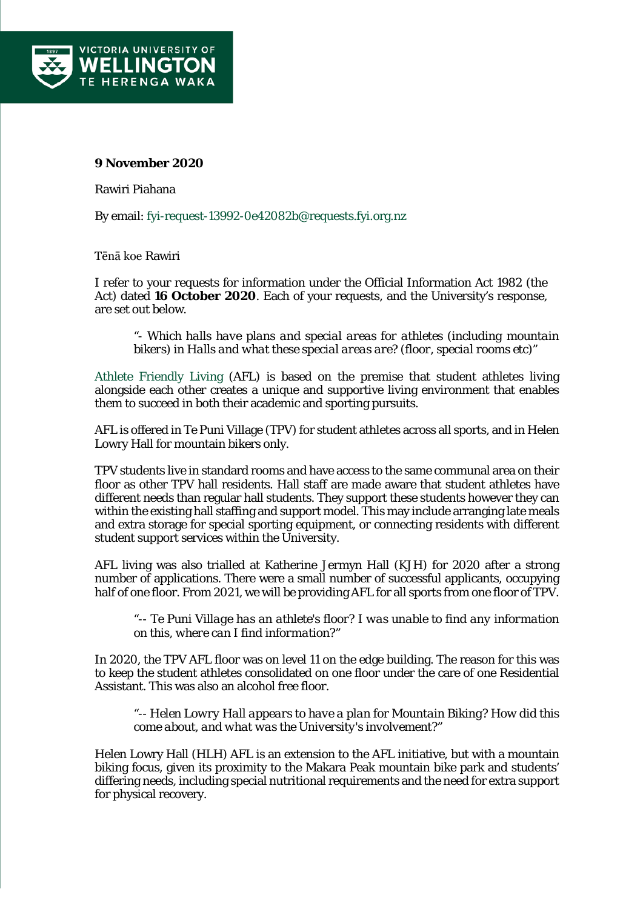**9 November 2020**

Rawiri Piahana

By email: fyi-request-13992-0e42082b@requests.fyi.org.nz

Tēnā koe Rawiri

I refer to your requests for information under the Official Information Act 1982 (the Act) dated **16 October 2020**. Each of your requests, and the University's response, are set out below.

> *"- Which halls have plans and special areas for athletes (including mountain bikers) in Halls and what these special areas are? (floor, special rooms etc)"*

Athlete Friendly Living (AFL) is based on the premise that student athletes living alongside each other creates a unique and supportive living environment that enables them to succeed in both their academic and sporting pursuits.

AFL is offered in Te Puni Village (TPV) for student athletes across all sports, and in Helen Lowry Hall for mountain bikers only.

TPV students live in standard rooms and have access to the same communal area on their floor as other TPV hall residents. Hall staff are made aware that student athletes have different needs than regular hall students. They support these students however they can within the existing hall staffing and support model. This may include arranging late meals and extra storage for special sporting equipment, or connecting residents with different student support services within the University.

AFL living was also trialled at Katherine Jermyn Hall (KJH) for 2020 after a strong number of applications. There were a small number of successful applicants, occupying half of one floor. From 2021, we will be providing AFL for all sports from one floor of TPV.

> *"-- Te Puni Village has an athlete's floor? I was unable to find any information on this, where can I find information?"*

In 2020, the TPV AFL floor was on level 11 on the edge building. The reason for this was to keep the student athletes consolidated on one floor under the care of one Residential Assistant. This was also an alcohol free floor.

> *"-- Helen Lowry Hall appears to have a plan for Mountain Biking? How did this come about, and what was the University's involvement?"*

Helen Lowry Hall (HLH) AFL is an extension to the AFL initiative, but with a mountain biking focus, given its proximity to the Makara Peak mountain bike park and students' differing needs, including special nutritional requirements and the need for extra support for physical recovery.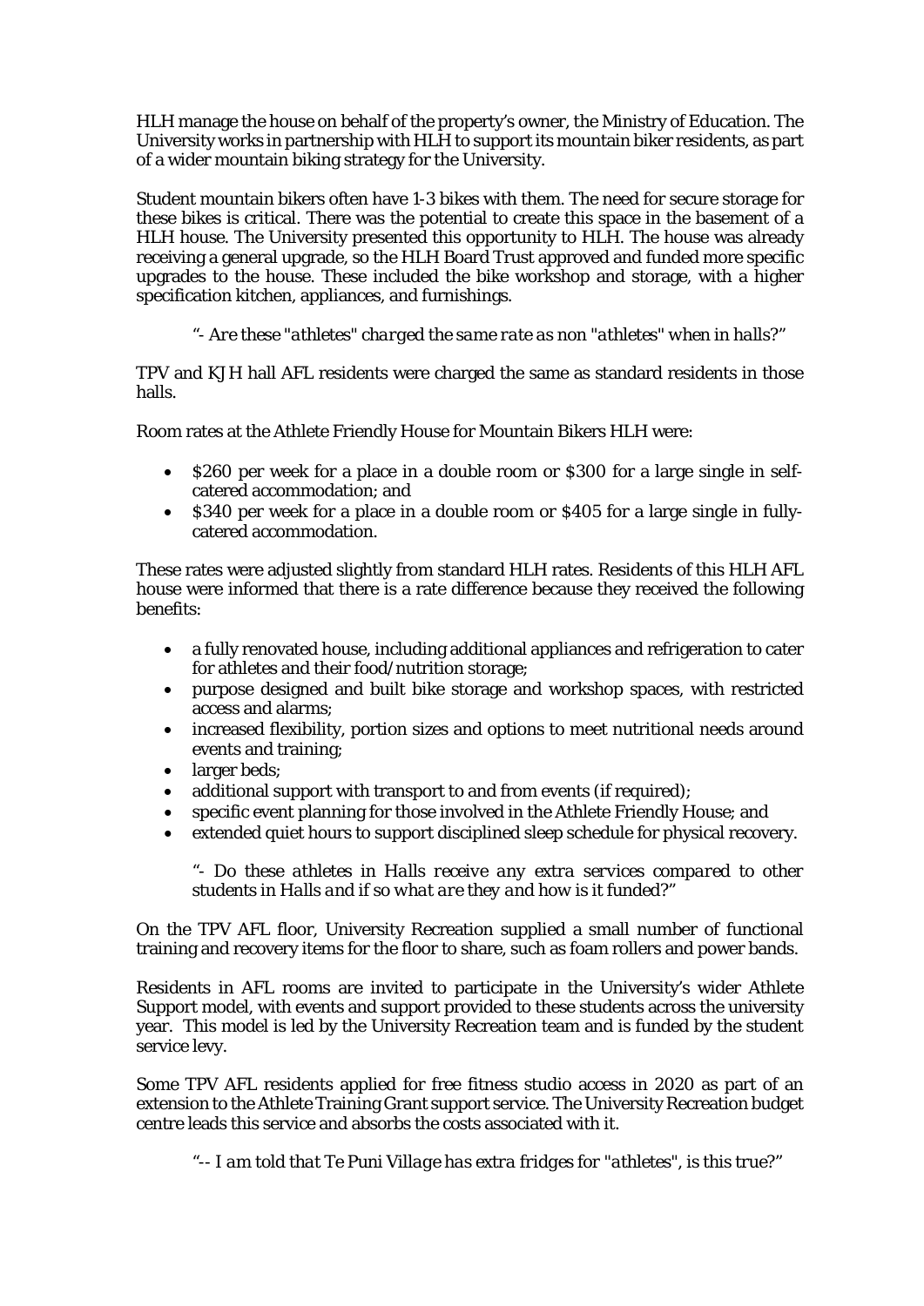HLH manage the house on behalf of the property's owner, the Ministry of Education. The University works in partnership with HLH to support its mountain biker residents, as part of a wider mountain biking strategy for the University.

Student mountain bikers often have 1-3 bikes with them. The need for secure storage for these bikes is critical. There was the potential to create this space in the basement of a HLH house. The University presented this opportunity to HLH. The house was already receiving a general upgrade, so the HLH Board Trust approved and funded more specific upgrades to the house. These included the bike workshop and storage, with a higher specification kitchen, appliances, and furnishings.

> *"- Are these "athletes" charged the same rate as non "athletes" when in halls?"*

TPV and KJH hall AFL residents were charged the same as standard residents in those halls.

Room rates at the Athlete Friendly House for Mountain Bikers HLH were:

- $260 per week for a place in a double room or $300 for a large single in self-catered accommodation; and
- $340 per week for a place in a double room or $405 for a large single in fully-catered accommodation.

These rates were adjusted slightly from standard HLH rates. Residents of this HLH AFL house were informed that there is a rate difference because they received the following benefits:

- a fully renovated house, including additional appliances and refrigeration to cater for athletes and their food/nutrition storage;
- purpose designed and built bike storage and workshop spaces, with restricted access and alarms;
- increased flexibility, portion sizes and options to meet nutritional needs around events and training;
- larger beds;
- additional support with transport to and from events (if required);
- specific event planning for those involved in the Athlete Friendly House; and
- extended quiet hours to support disciplined sleep schedule for physical recovery.

> *"- Do these athletes in Halls receive any extra services compared to other students in Halls and if so what are they and how is it funded?"*

On the TPV AFL floor, University Recreation supplied a small number of functional training and recovery items for the floor to share, such as foam rollers and power bands.

Residents in AFL rooms are invited to participate in the University's wider Athlete Support model, with events and support provided to these students across the university year. This model is led by the University Recreation team and is funded by the student service levy.

Some TPV AFL residents applied for free fitness studio access in 2020 as part of an extension to the Athlete Training Grant support service. The University Recreation budget centre leads this service and absorbs the costs associated with it.

> *"-- I am told that Te Puni Village has extra fridges for "athletes", is this true?"*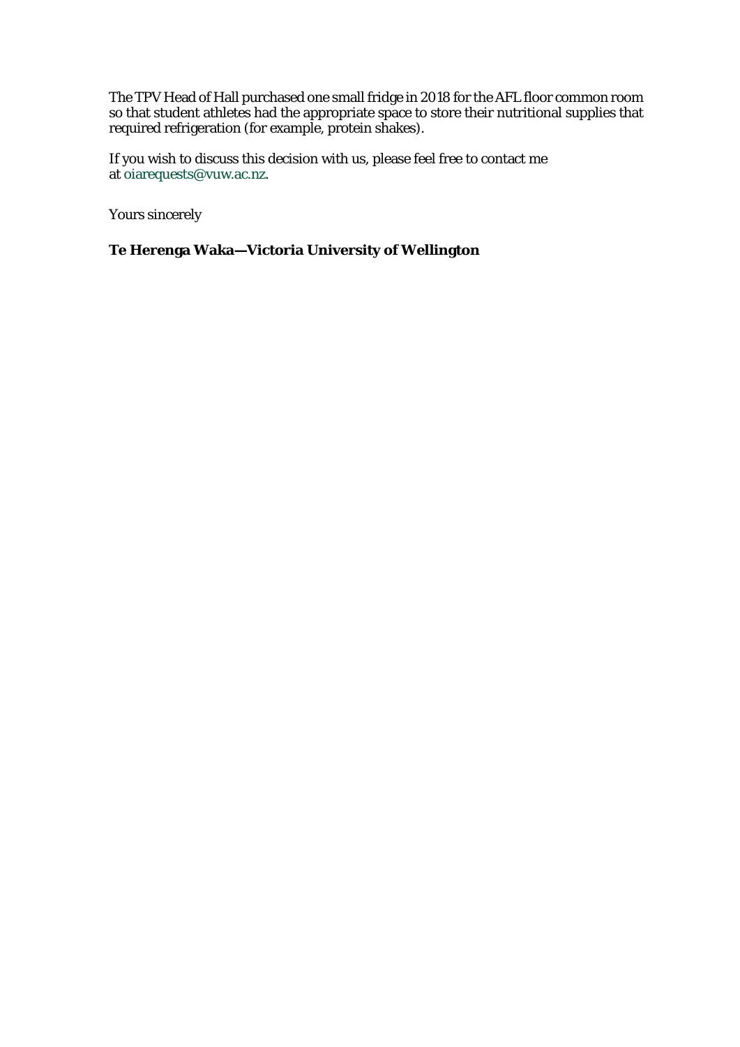The TPV Head of Hall purchased one small fridge in 2018 for the AFL floor common room so that student athletes had the appropriate space to store their nutritional supplies that required refrigeration (for example, protein shakes).

If you wish to discuss this decision with us, please feel free to contact me at oiarequests@vuw.ac.nz.

Yours sincerely

**Te Herenga Waka—Victoria University of Wellington**